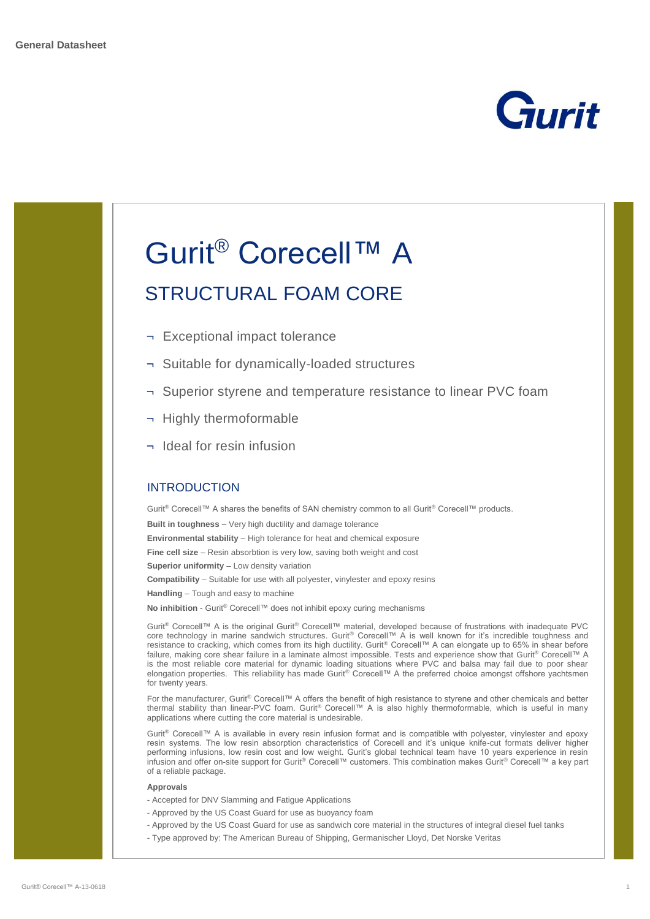General Datasheet

# Gurit® Corecell™ A

## STRUCTURAL FOAM CORE

- Exceptional impact tolerance
- Suitable for dynamically-loaded structures
- Superior styrene and temperature resistance to linear PVC foam
- Highly thermoformable
- Ideal for resin infusion

### INTRODUCTION

Gurit® Corecell™ A shares the benefits of SAN chemistry common to all Gurit® Corecell™ products.

**Built in toughness** – Very high ductility and damage tolerance

**Environmental stability** – High tolerance for heat and chemical exposure

**Fine cell size** – Resin absorbtion is very low, saving both weight and cost

**Superior uniformity** – Low density variation

**Compatibility** – Suitable for use with all polyester, vinylester and epoxy resins

**Handling** – Tough and easy to machine

**No inhibition** - Gurit® Corecell™ does not inhibit epoxy curing mechanisms

Gurit® Corecell™ A is the original Gurit® Corecell™ material, developed because of frustrations with inadequate PVC core technology in marine sandwich structures. Gurit® Corecell™ A is well known for it's incredible toughness and resistance to cracking, which comes from its high ductility. Gurit® Corecell™ A can elongate up to 65% in shear before failure, making core shear failure in a laminate almost impossible. Tests and experience show that Gurit® Corecell™ A is the most reliable core material for dynamic loading situations where PVC and balsa may fail due to poor shear elongation properties. This reliability has made Gurit® Corecell™ A the preferred choice amongst offshore yachtsmen for twenty years.

For the manufacturer, Gurit® Corecell™ A offers the benefit of high resistance to styrene and other chemicals and better thermal stability than linear-PVC foam. Gurit® Corecell™ A is also highly thermoformable, which is useful in many applications where cutting the core material is undesirable.

Gurit® Corecell™ A is available in every resin infusion format and is compatible with polyester, vinylester and epoxy resin systems. The low resin absorption characteristics of Corecell and it's unique knife-cut formats deliver higher performing infusions, low resin cost and low weight. Gurit's global technical team have 10 years experience in resin infusion and offer on-site support for Gurit® Corecell™ customers. This combination makes Gurit® Corecell™ a key part of a reliable package.

**Approvals**

- Accepted for DNV Slamming and Fatigue Applications
- Approved by the US Coast Guard for use as buoyancy foam
- Approved by the US Coast Guard for use as sandwich core material in the structures of integral diesel fuel tanks
- Type approved by: The American Bureau of Shipping, Germanischer Lloyd, Det Norske Veritas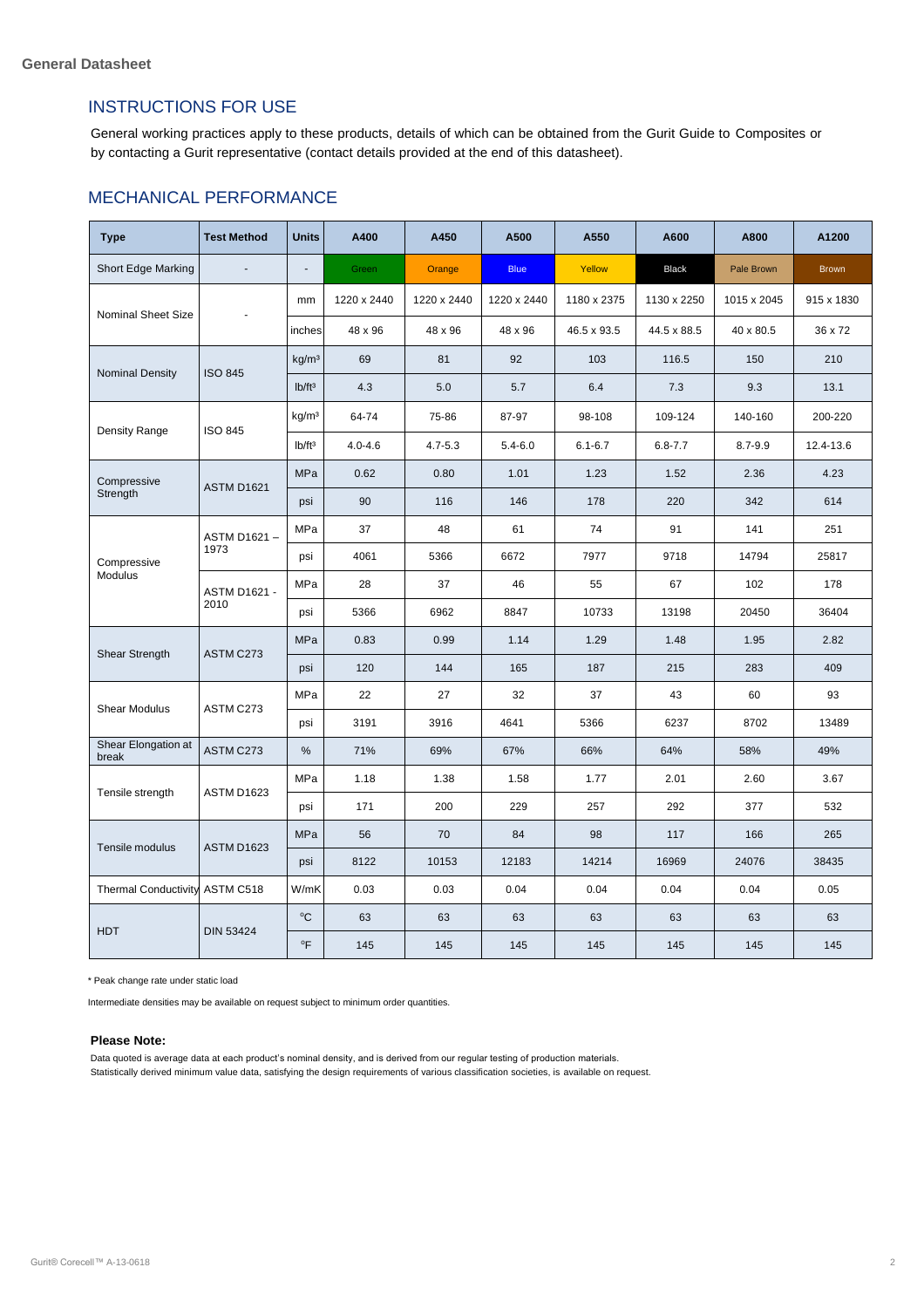**General Datasheet**

## INSTRUCTIONS FOR USE

General working practices apply to these products, details of which can be obtained from the Gurit Guide to Composites or by contacting a Gurit representative (contact details provided at the end of this datasheet).

## MECHANICAL PERFORMANCE

| Type | Test Method | Units | A400 | A450 | A500 | A550 | A600 | A800 | A1200 |
|---|---|---|---|---|---|---|---|---|---|
| Short Edge Marking | - | - | Green | Orange | Blue | Yellow | Black | Pale Brown | Brown |
| Nominal Sheet Size | - | mm | 1220 x 2440 | 1220 x 2440 | 1220 x 2440 | 1180 x 2375 | 1130 x 2250 | 1015 x 2045 | 915 x 1830 |
| | | inches | 48 x 96 | 48 x 96 | 48 x 96 | 46.5 x 93.5 | 44.5 x 88.5 | 40 x 80.5 | 36 x 72 |
| Nominal Density | ISO 845 | $kg/m^3$ | 69 | 81 | 92 | 103 | 116.5 | 150 | 210 |
| | | $lb/ft^3$ | 4.3 | 5.0 | 5.7 | 6.4 | 7.3 | 9.3 | 13.1 |
| Density Range | ISO 845 | $kg/m^3$ | 64-74 | 75-86 | 87-97 | 98-108 | 109-124 | 140-160 | 200-220 |
| | | $lb/ft^3$ | 4.0-4.6 | 4.7-5.3 | 5.4-6.0 | 6.1-6.7 | 6.8-7.7 | 8.7-9.9 | 12.4-13.6 |
| Compressive Strength | ASTM D1621 | MPa | 0.62 | 0.80 | 1.01 | 1.23 | 1.52 | 2.36 | 4.23 |
| | | psi | 90 | 116 | 146 | 178 | 220 | 342 | 614 |
| Compressive Modulus | ASTM D1621 – 1973 | MPa | 37 | 48 | 61 | 74 | 91 | 141 | 251 |
| | | psi | 4061 | 5366 | 6672 | 7977 | 9718 | 14794 | 25817 |
| | ASTM D1621 - 2010 | MPa | 28 | 37 | 46 | 55 | 67 | 102 | 178 |
| | | psi | 5366 | 6962 | 8847 | 10733 | 13198 | 20450 | 36404 |
| Shear Strength | ASTM C273 | MPa | 0.83 | 0.99 | 1.14 | 1.29 | 1.48 | 1.95 | 2.82 |
| | | psi | 120 | 144 | 165 | 187 | 215 | 283 | 409 |
| Shear Modulus | ASTM C273 | MPa | 22 | 27 | 32 | 37 | 43 | 60 | 93 |
| | | psi | 3191 | 3916 | 4641 | 5366 | 6237 | 8702 | 13489 |
| Shear Elongation at break | ASTM C273 | % | 71% | 69% | 67% | 66% | 64% | 58% | 49% |
| Tensile strength | ASTM D1623 | MPa | 1.18 | 1.38 | 1.58 | 1.77 | 2.01 | 2.60 | 3.67 |
| | | psi | 171 | 200 | 229 | 257 | 292 | 377 | 532 |
| Tensile modulus | ASTM D1623 | MPa | 56 | 70 | 84 | 98 | 117 | 166 | 265 |
| | | psi | 8122 | 10153 | 12183 | 14214 | 16969 | 24076 | 38435 |
| Thermal Conductivity | ASTM C518 | W/mK | 0.03 | 0.03 | 0.04 | 0.04 | 0.04 | 0.04 | 0.05 |
| HDT | DIN 53424 | °C | 63 | 63 | 63 | 63 | 63 | 63 | 63 |
| | | °F | 145 | 145 | 145 | 145 | 145 | 145 | 145 |

* Peak change rate under static load

Intermediate densities may be available on request subject to minimum order quantities.

**Please Note:**

Data quoted is average data at each product's nominal density, and is derived from our regular testing of production materials.
Statistically derived minimum value data, satisfying the design requirements of various classification societies, is available on request.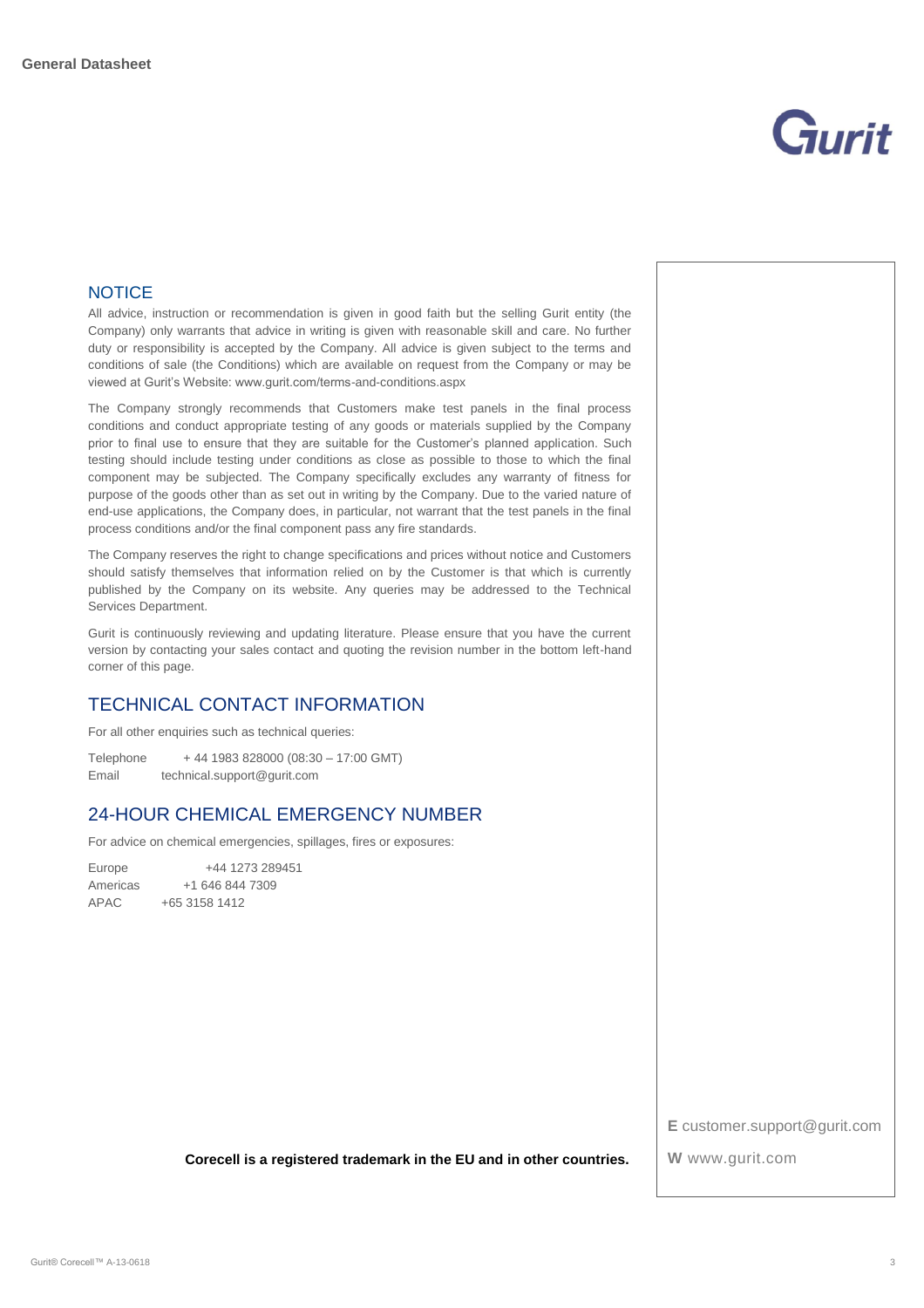## NOTICE

All advice, instruction or recommendation is given in good faith but the selling Gurit entity (the Company) only warrants that advice in writing is given with reasonable skill and care. No further duty or responsibility is accepted by the Company. All advice is given subject to the terms and conditions of sale (the Conditions) which are available on request from the Company or may be viewed at Gurit's Website: www.gurit.com/terms-and-conditions.aspx

The Company strongly recommends that Customers make test panels in the final process conditions and conduct appropriate testing of any goods or materials supplied by the Company prior to final use to ensure that they are suitable for the Customer's planned application. Such testing should include testing under conditions as close as possible to those to which the final component may be subjected. The Company specifically excludes any warranty of fitness for purpose of the goods other than as set out in writing by the Company. Due to the varied nature of end-use applications, the Company does, in particular, not warrant that the test panels in the final process conditions and/or the final component pass any fire standards.

The Company reserves the right to change specifications and prices without notice and Customers should satisfy themselves that information relied on by the Customer is that which is currently published by the Company on its website. Any queries may be addressed to the Technical Services Department.

Gurit is continuously reviewing and updating literature. Please ensure that you have the current version by contacting your sales contact and quoting the revision number in the bottom left-hand corner of this page.

## TECHNICAL CONTACT INFORMATION

For all other enquiries such as technical queries:

Telephone + 44 1983 828000 (08:30 – 17:00 GMT)
Email technical.support@gurit.com

## 24-HOUR CHEMICAL EMERGENCY NUMBER

For advice on chemical emergencies, spillages, fires or exposures:

Europe +44 1273 289451
Americas +1 646 844 7309
APAC +65 3158 1412

**Corecell is a registered trademark in the EU and in other countries.**

**E** customer.support@gurit.com

**W** www.gurit.com

Gurit® Corecell™ A-13-0618